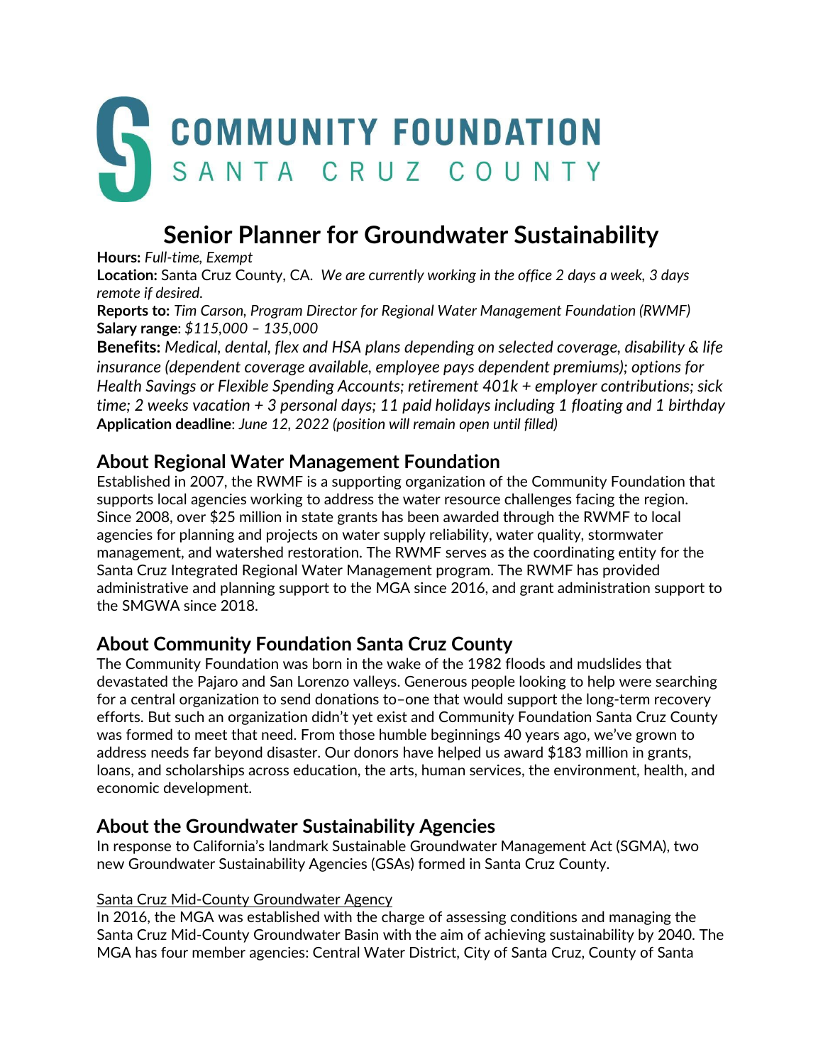COMMUNITY FOUNDATION
SANTA CRUZ COUNTY

# Senior Planner for Groundwater Sustainability

**Hours:** *Full-time, Exempt*
**Location:** Santa Cruz County, CA. *We are currently working in the office 2 days a week, 3 days remote if desired.*
**Reports to:** *Tim Carson, Program Director for Regional Water Management Foundation (RWMF)*
**Salary range**: *$115,000 – 135,000*
**Benefits:** *Medical, dental, flex and HSA plans depending on selected coverage, disability & life insurance (dependent coverage available, employee pays dependent premiums); options for Health Savings or Flexible Spending Accounts; retirement 401k + employer contributions; sick time; 2 weeks vacation + 3 personal days; 11 paid holidays including 1 floating and 1 birthday*
**Application deadline**: *June 12, 2022 (position will remain open until filled)*

## About Regional Water Management Foundation

Established in 2007, the RWMF is a supporting organization of the Community Foundation that supports local agencies working to address the water resource challenges facing the region. Since 2008, over $25 million in state grants has been awarded through the RWMF to local agencies for planning and projects on water supply reliability, water quality, stormwater management, and watershed restoration. The RWMF serves as the coordinating entity for the Santa Cruz Integrated Regional Water Management program. The RWMF has provided administrative and planning support to the MGA since 2016, and grant administration support to the SMGWA since 2018.

## About Community Foundation Santa Cruz County

The Community Foundation was born in the wake of the 1982 floods and mudslides that devastated the Pajaro and San Lorenzo valleys. Generous people looking to help were searching for a central organization to send donations to–one that would support the long-term recovery efforts. But such an organization didn't yet exist and Community Foundation Santa Cruz County was formed to meet that need. From those humble beginnings 40 years ago, we've grown to address needs far beyond disaster. Our donors have helped us award $183 million in grants, loans, and scholarships across education, the arts, human services, the environment, health, and economic development.

## About the Groundwater Sustainability Agencies

In response to California's landmark Sustainable Groundwater Management Act (SGMA), two new Groundwater Sustainability Agencies (GSAs) formed in Santa Cruz County.

Santa Cruz Mid-County Groundwater Agency

In 2016, the MGA was established with the charge of assessing conditions and managing the Santa Cruz Mid-County Groundwater Basin with the aim of achieving sustainability by 2040. The MGA has four member agencies: Central Water District, City of Santa Cruz, County of Santa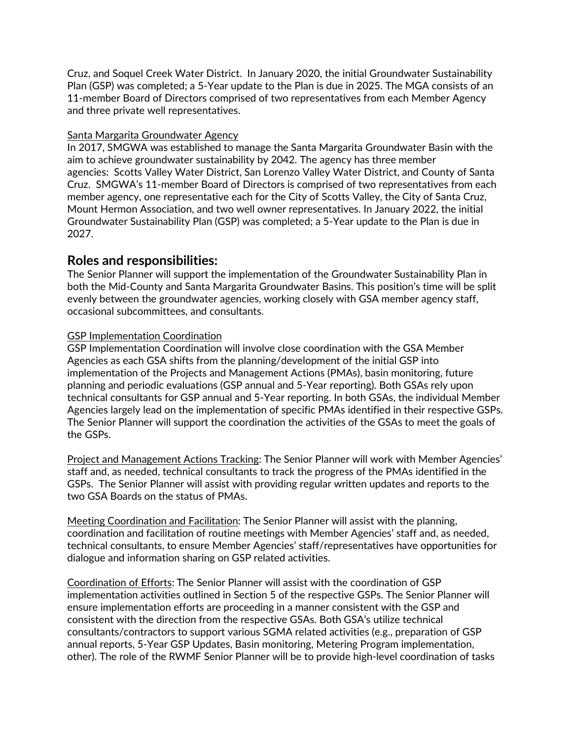Cruz, and Soquel Creek Water District. In January 2020, the initial Groundwater Sustainability Plan (GSP) was completed; a 5-Year update to the Plan is due in 2025. The MGA consists of an 11-member Board of Directors comprised of two representatives from each Member Agency and three private well representatives.

Santa Margarita Groundwater Agency

In 2017, SMGWA was established to manage the Santa Margarita Groundwater Basin with the aim to achieve groundwater sustainability by 2042. The agency has three member agencies: Scotts Valley Water District, San Lorenzo Valley Water District, and County of Santa Cruz. SMGWA's 11-member Board of Directors is comprised of two representatives from each member agency, one representative each for the City of Scotts Valley, the City of Santa Cruz, Mount Hermon Association, and two well owner representatives. In January 2022, the initial Groundwater Sustainability Plan (GSP) was completed; a 5-Year update to the Plan is due in 2027.

## Roles and responsibilities:

The Senior Planner will support the implementation of the Groundwater Sustainability Plan in both the Mid-County and Santa Margarita Groundwater Basins. This position's time will be split evenly between the groundwater agencies, working closely with GSA member agency staff, occasional subcommittees, and consultants.

GSP Implementation Coordination

GSP Implementation Coordination will involve close coordination with the GSA Member Agencies as each GSA shifts from the planning/development of the initial GSP into implementation of the Projects and Management Actions (PMAs), basin monitoring, future planning and periodic evaluations (GSP annual and 5-Year reporting). Both GSAs rely upon technical consultants for GSP annual and 5-Year reporting. In both GSAs, the individual Member Agencies largely lead on the implementation of specific PMAs identified in their respective GSPs. The Senior Planner will support the coordination the activities of the GSAs to meet the goals of the GSPs.

Project and Management Actions Tracking: The Senior Planner will work with Member Agencies' staff and, as needed, technical consultants to track the progress of the PMAs identified in the GSPs. The Senior Planner will assist with providing regular written updates and reports to the two GSA Boards on the status of PMAs.

Meeting Coordination and Facilitation: The Senior Planner will assist with the planning, coordination and facilitation of routine meetings with Member Agencies' staff and, as needed, technical consultants, to ensure Member Agencies' staff/representatives have opportunities for dialogue and information sharing on GSP related activities.

Coordination of Efforts: The Senior Planner will assist with the coordination of GSP implementation activities outlined in Section 5 of the respective GSPs. The Senior Planner will ensure implementation efforts are proceeding in a manner consistent with the GSP and consistent with the direction from the respective GSAs. Both GSA's utilize technical consultants/contractors to support various SGMA related activities (e.g., preparation of GSP annual reports, 5-Year GSP Updates, Basin monitoring, Metering Program implementation, other). The role of the RWMF Senior Planner will be to provide high-level coordination of tasks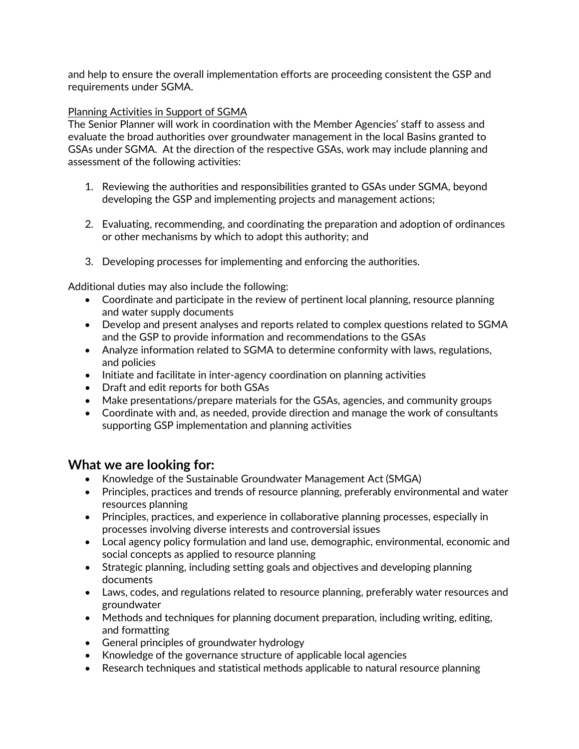and help to ensure the overall implementation efforts are proceeding consistent the GSP and requirements under SGMA.

<u>Planning Activities in Support of SGMA</u>

The Senior Planner will work in coordination with the Member Agencies' staff to assess and evaluate the broad authorities over groundwater management in the local Basins granted to GSAs under SGMA. At the direction of the respective GSAs, work may include planning and assessment of the following activities:

1. Reviewing the authorities and responsibilities granted to GSAs under SGMA, beyond developing the GSP and implementing projects and management actions;

2. Evaluating, recommending, and coordinating the preparation and adoption of ordinances or other mechanisms by which to adopt this authority; and

3. Developing processes for implementing and enforcing the authorities.

Additional duties may also include the following:

- Coordinate and participate in the review of pertinent local planning, resource planning and water supply documents
- Develop and present analyses and reports related to complex questions related to SGMA and the GSP to provide information and recommendations to the GSAs
- Analyze information related to SGMA to determine conformity with laws, regulations, and policies
- Initiate and facilitate in inter-agency coordination on planning activities
- Draft and edit reports for both GSAs
- Make presentations/prepare materials for the GSAs, agencies, and community groups
- Coordinate with and, as needed, provide direction and manage the work of consultants supporting GSP implementation and planning activities

## What we are looking for:

- Knowledge of the Sustainable Groundwater Management Act (SMGA)
- Principles, practices and trends of resource planning, preferably environmental and water resources planning
- Principles, practices, and experience in collaborative planning processes, especially in processes involving diverse interests and controversial issues
- Local agency policy formulation and land use, demographic, environmental, economic and social concepts as applied to resource planning
- Strategic planning, including setting goals and objectives and developing planning documents
- Laws, codes, and regulations related to resource planning, preferably water resources and groundwater
- Methods and techniques for planning document preparation, including writing, editing, and formatting
- General principles of groundwater hydrology
- Knowledge of the governance structure of applicable local agencies
- Research techniques and statistical methods applicable to natural resource planning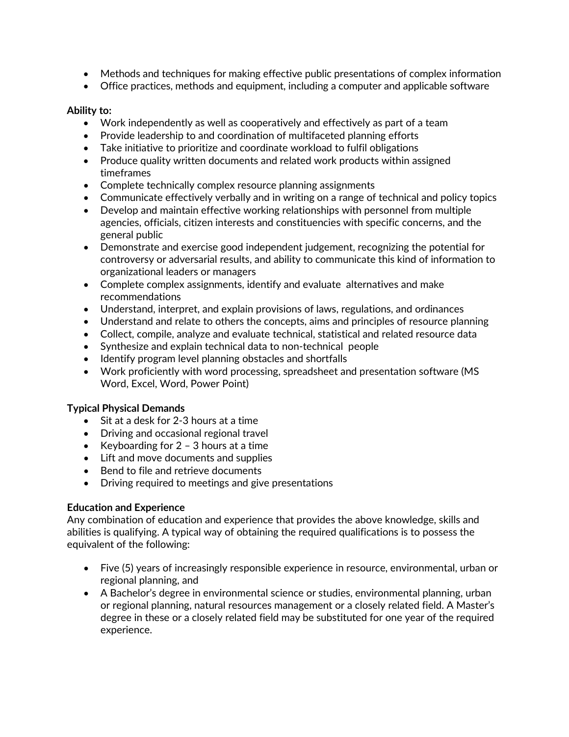- Methods and techniques for making effective public presentations of complex information
- Office practices, methods and equipment, including a computer and applicable software

**Ability to:**

- Work independently as well as cooperatively and effectively as part of a team
- Provide leadership to and coordination of multifaceted planning efforts
- Take initiative to prioritize and coordinate workload to fulfil obligations
- Produce quality written documents and related work products within assigned timeframes
- Complete technically complex resource planning assignments
- Communicate effectively verbally and in writing on a range of technical and policy topics
- Develop and maintain effective working relationships with personnel from multiple agencies, officials, citizen interests and constituencies with specific concerns, and the general public
- Demonstrate and exercise good independent judgement, recognizing the potential for controversy or adversarial results, and ability to communicate this kind of information to organizational leaders or managers
- Complete complex assignments, identify and evaluate alternatives and make recommendations
- Understand, interpret, and explain provisions of laws, regulations, and ordinances
- Understand and relate to others the concepts, aims and principles of resource planning
- Collect, compile, analyze and evaluate technical, statistical and related resource data
- Synthesize and explain technical data to non-technical people
- Identify program level planning obstacles and shortfalls
- Work proficiently with word processing, spreadsheet and presentation software (MS Word, Excel, Word, Power Point)

**Typical Physical Demands**

- Sit at a desk for 2-3 hours at a time
- Driving and occasional regional travel
- Keyboarding for 2 – 3 hours at a time
- Lift and move documents and supplies
- Bend to file and retrieve documents
- Driving required to meetings and give presentations

**Education and Experience**

Any combination of education and experience that provides the above knowledge, skills and abilities is qualifying. A typical way of obtaining the required qualifications is to possess the equivalent of the following:

- Five (5) years of increasingly responsible experience in resource, environmental, urban or regional planning, and
- A Bachelor's degree in environmental science or studies, environmental planning, urban or regional planning, natural resources management or a closely related field. A Master's degree in these or a closely related field may be substituted for one year of the required experience.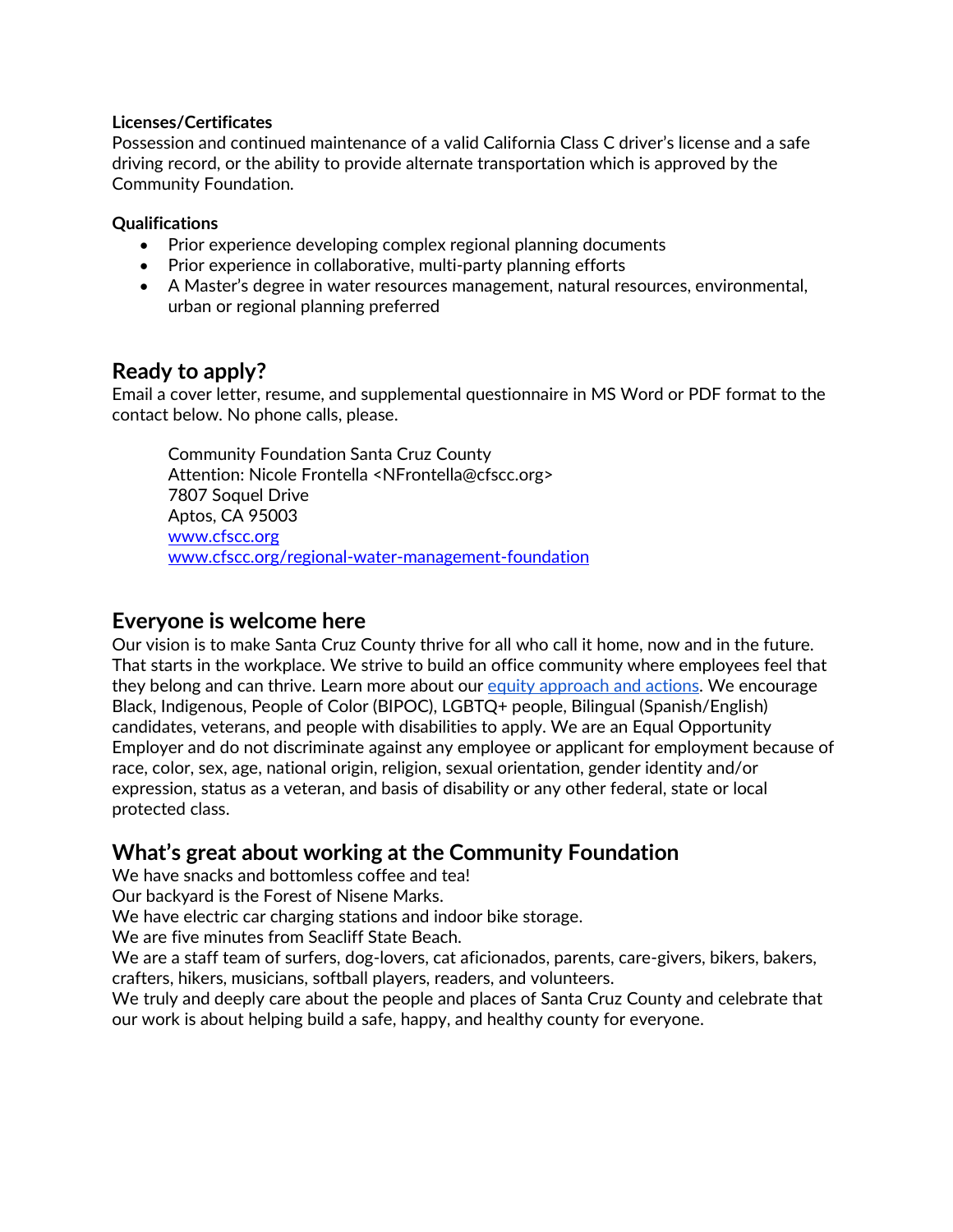**Licenses/Certificates**
Possession and continued maintenance of a valid California Class C driver's license and a safe driving record, or the ability to provide alternate transportation which is approved by the Community Foundation.

**Qualifications**

- Prior experience developing complex regional planning documents
- Prior experience in collaborative, multi-party planning efforts
- A Master's degree in water resources management, natural resources, environmental, urban or regional planning preferred

## Ready to apply?

Email a cover letter, resume, and supplemental questionnaire in MS Word or PDF format to the contact below. No phone calls, please.

> Community Foundation Santa Cruz County
> Attention: Nicole Frontella <NFrontella@cfscc.org>
> 7807 Soquel Drive
> Aptos, CA 95003
> [www.cfscc.org](www.cfscc.org)
> [www.cfscc.org/regional-water-management-foundation](www.cfscc.org/regional-water-management-foundation)

## Everyone is welcome here

Our vision is to make Santa Cruz County thrive for all who call it home, now and in the future. That starts in the workplace. We strive to build an office community where employees feel that they belong and can thrive. Learn more about our equity approach and actions. We encourage Black, Indigenous, People of Color (BIPOC), LGBTQ+ people, Bilingual (Spanish/English) candidates, veterans, and people with disabilities to apply. We are an Equal Opportunity Employer and do not discriminate against any employee or applicant for employment because of race, color, sex, age, national origin, religion, sexual orientation, gender identity and/or expression, status as a veteran, and basis of disability or any other federal, state or local protected class.

## What's great about working at the Community Foundation

We have snacks and bottomless coffee and tea!
Our backyard is the Forest of Nisene Marks.
We have electric car charging stations and indoor bike storage.
We are five minutes from Seacliff State Beach.
We are a staff team of surfers, dog-lovers, cat aficionados, parents, care-givers, bikers, bakers, crafters, hikers, musicians, softball players, readers, and volunteers.
We truly and deeply care about the people and places of Santa Cruz County and celebrate that our work is about helping build a safe, happy, and healthy county for everyone.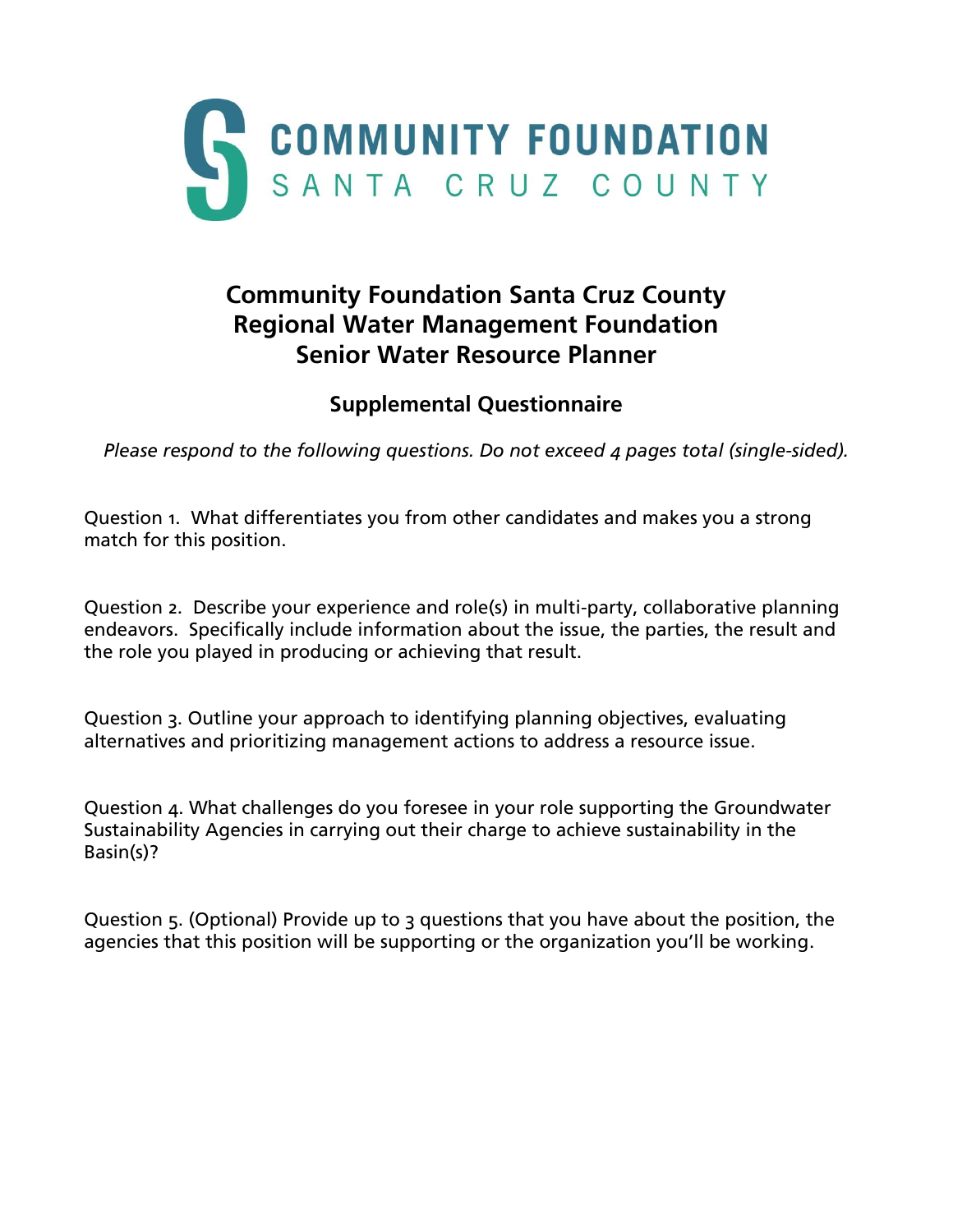COMMUNITY FOUNDATION
SANTA CRUZ COUNTY

# Community Foundation Santa Cruz County
# Regional Water Management Foundation
# Senior Water Resource Planner

## Supplemental Questionnaire

*Please respond to the following questions. Do not exceed 4 pages total (single-sided).*

Question 1. What differentiates you from other candidates and makes you a strong match for this position.

Question 2. Describe your experience and role(s) in multi-party, collaborative planning endeavors. Specifically include information about the issue, the parties, the result and the role you played in producing or achieving that result.

Question 3. Outline your approach to identifying planning objectives, evaluating alternatives and prioritizing management actions to address a resource issue.

Question 4. What challenges do you foresee in your role supporting the Groundwater Sustainability Agencies in carrying out their charge to achieve sustainability in the Basin(s)?

Question 5. (Optional) Provide up to 3 questions that you have about the position, the agencies that this position will be supporting or the organization you'll be working.